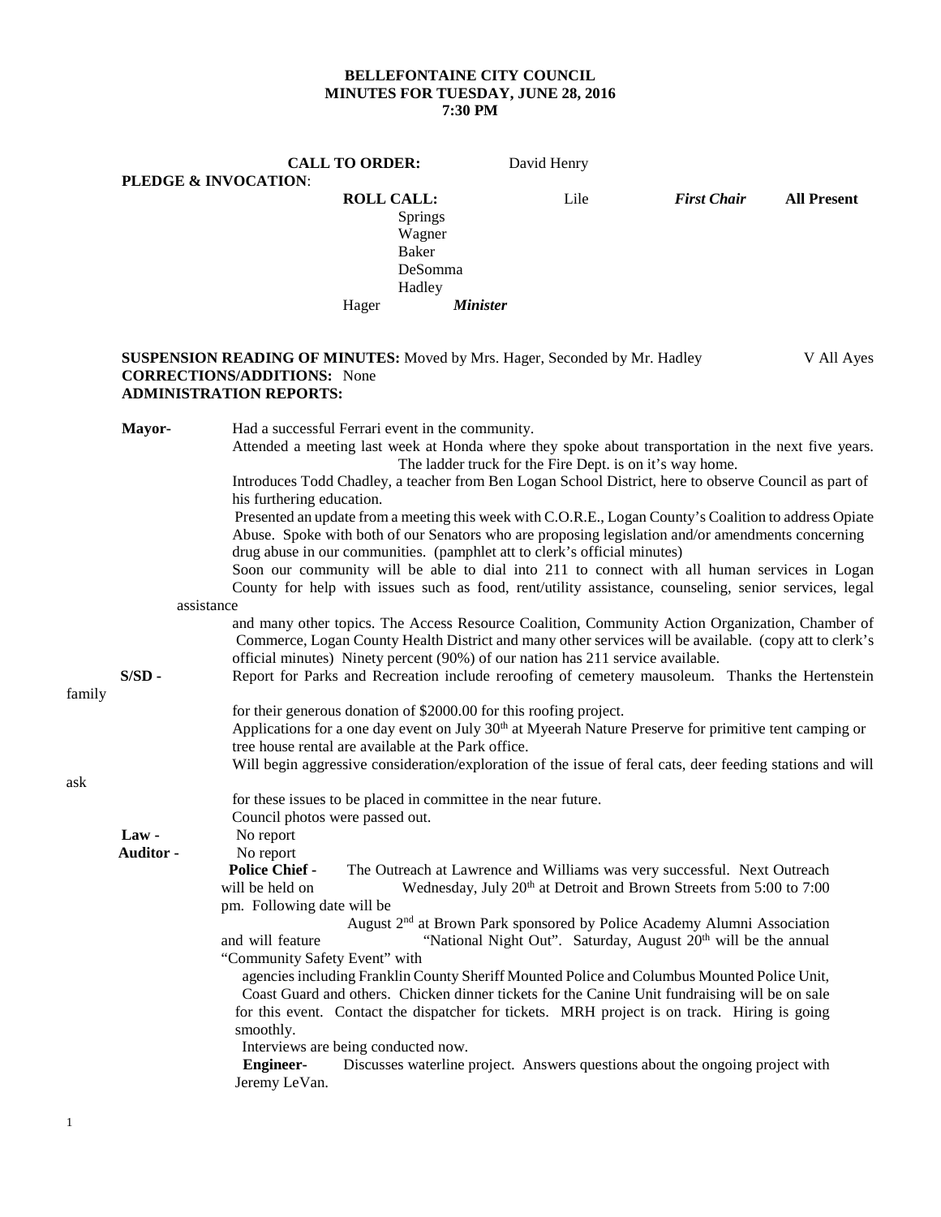**BELLEFONTAINE CITY COUNCIL**
**MINUTES FOR TUESDAY, JUNE 28, 2016**
**7:30 PM**

**CALL TO ORDER:** David Henry

**PLEDGE & INVOCATION**:

**ROLL CALL:** Lile *First Chair* **All Present**
Springs
Wagner
Baker
DeSomma
Hadley
Hager *Minister*

**SUSPENSION READING OF MINUTES:** Moved by Mrs. Hager, Seconded by Mr. Hadley V All Ayes
**CORRECTIONS/ADDITIONS:** None
**ADMINISTRATION REPORTS:**

**Mayor-** Had a successful Ferrari event in the community.
Attended a meeting last week at Honda where they spoke about transportation in the next five years. The ladder truck for the Fire Dept. is on it's way home.
Introduces Todd Chadley, a teacher from Ben Logan School District, here to observe Council as part of his furthering education.
Presented an update from a meeting this week with C.O.R.E., Logan County's Coalition to address Opiate Abuse. Spoke with both of our Senators who are proposing legislation and/or amendments concerning drug abuse in our communities. (pamphlet att to clerk's official minutes)
Soon our community will be able to dial into 211 to connect with all human services in Logan County for help with issues such as food, rent/utility assistance, counseling, senior services, legal assistance and many other topics. The Access Resource Coalition, Community Action Organization, Chamber of Commerce, Logan County Health District and many other services will be available. (copy att to clerk's official minutes) Ninety percent (90%) of our nation has 211 service available.

**S/SD -** Report for Parks and Recreation include reroofing of cemetery mausoleum. Thanks the Hertenstein family for their generous donation of $2000.00 for this roofing project.
Applications for a one day event on July 30th at Myeerah Nature Preserve for primitive tent camping or tree house rental are available at the Park office.
Will begin aggressive consideration/exploration of the issue of feral cats, deer feeding stations and will ask for these issues to be placed in committee in the near future.
Council photos were passed out.

**Law -** No report

**Auditor -** No report

**Police Chief -** The Outreach at Lawrence and Williams was very successful. Next Outreach will be held on Wednesday, July 20th at Detroit and Brown Streets from 5:00 to 7:00 pm. Following date will be August 2nd at Brown Park sponsored by Police Academy Alumni Association and will feature "National Night Out". Saturday, August 20th will be the annual "Community Safety Event" with agencies including Franklin County Sheriff Mounted Police and Columbus Mounted Police Unit, Coast Guard and others. Chicken dinner tickets for the Canine Unit fundraising will be on sale for this event. Contact the dispatcher for tickets. MRH project is on track. Hiring is going smoothly.
Interviews are being conducted now.

**Engineer-** Discusses waterline project. Answers questions about the ongoing project with Jeremy LeVan.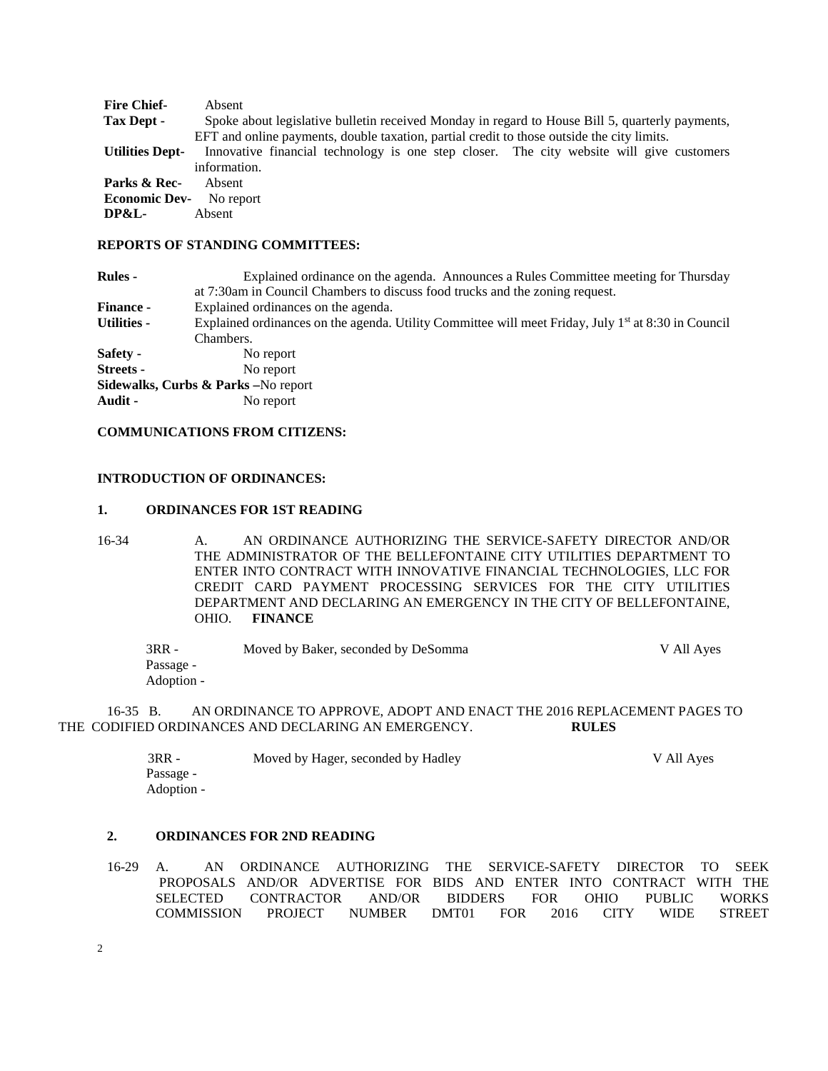**Fire Chief-** Absent

**Tax Dept -** Spoke about legislative bulletin received Monday in regard to House Bill 5, quarterly payments, EFT and online payments, double taxation, partial credit to those outside the city limits.

**Utilities Dept-** Innovative financial technology is one step closer. The city website will give customers information.

**Parks & Rec-** Absent

**Economic Dev-** No report

**DP&L-** Absent

**REPORTS OF STANDING COMMITTEES:**

**Rules -** Explained ordinance on the agenda. Announces a Rules Committee meeting for Thursday at 7:30am in Council Chambers to discuss food trucks and the zoning request.

**Finance -** Explained ordinances on the agenda.

**Utilities -** Explained ordinances on the agenda. Utility Committee will meet Friday, July 1st at 8:30 in Council Chambers.

**Safety -** No report

**Streets -** No report

**Sidewalks, Curbs & Parks –**No report

**Audit -** No report

**COMMUNICATIONS FROM CITIZENS:**

**INTRODUCTION OF ORDINANCES:**

**1. ORDINANCES FOR 1ST READING**

16-34 A. AN ORDINANCE AUTHORIZING THE SERVICE-SAFETY DIRECTOR AND/OR THE ADMINISTRATOR OF THE BELLEFONTAINE CITY UTILITIES DEPARTMENT TO ENTER INTO CONTRACT WITH INNOVATIVE FINANCIAL TECHNOLOGIES, LLC FOR CREDIT CARD PAYMENT PROCESSING SERVICES FOR THE CITY UTILITIES DEPARTMENT AND DECLARING AN EMERGENCY IN THE CITY OF BELLEFONTAINE, OHIO. **FINANCE**

3RR - Moved by Baker, seconded by DeSomma V All Ayes
Passage -
Adoption -

16-35 B. AN ORDINANCE TO APPROVE, ADOPT AND ENACT THE 2016 REPLACEMENT PAGES TO THE CODIFIED ORDINANCES AND DECLARING AN EMERGENCY. **RULES**

3RR - Moved by Hager, seconded by Hadley V All Ayes
Passage -
Adoption -

**2. ORDINANCES FOR 2ND READING**

16-29 A. AN ORDINANCE AUTHORIZING THE SERVICE-SAFETY DIRECTOR TO SEEK PROPOSALS AND/OR ADVERTISE FOR BIDS AND ENTER INTO CONTRACT WITH THE SELECTED CONTRACTOR AND/OR BIDDERS FOR OHIO PUBLIC WORKS COMMISSION PROJECT NUMBER DMT01 FOR 2016 CITY WIDE STREET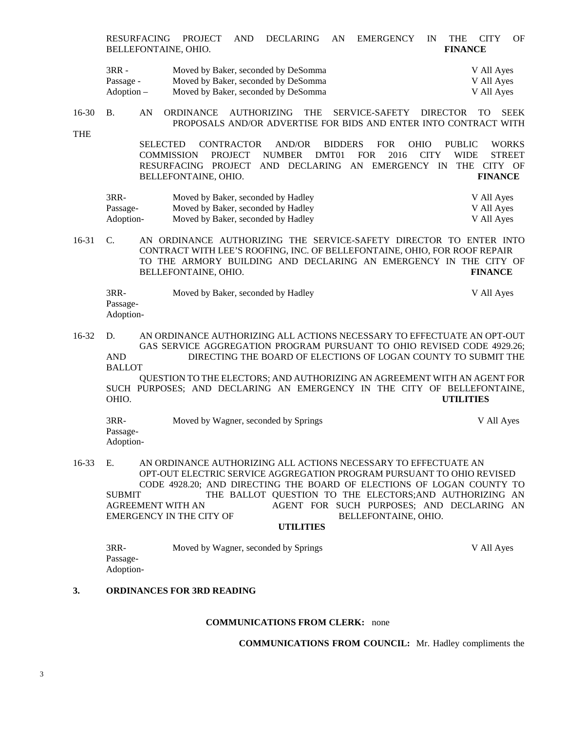RESURFACING PROJECT AND DECLARING AN EMERGENCY IN THE CITY OF BELLEFONTAINE, OHIO. **FINANCE**

| | | |
|---|---|---|
| 3RR - | Moved by Baker, seconded by DeSomma | V All Ayes |
| Passage - | Moved by Baker, seconded by DeSomma | V All Ayes |
| Adoption – | Moved by Baker, seconded by DeSomma | V All Ayes |

16-30 B. AN ORDINANCE AUTHORIZING THE SERVICE-SAFETY DIRECTOR TO SEEK PROPOSALS AND/OR ADVERTISE FOR BIDS AND ENTER INTO CONTRACT WITH THE SELECTED CONTRACTOR AND/OR BIDDERS FOR OHIO PUBLIC WORKS COMMISSION PROJECT NUMBER DMT01 FOR 2016 CITY WIDE STREET RESURFACING PROJECT AND DECLARING AN EMERGENCY IN THE CITY OF BELLEFONTAINE, OHIO. **FINANCE**

| | | |
|---|---|---|
| 3RR- | Moved by Baker, seconded by Hadley | V All Ayes |
| Passage- | Moved by Baker, seconded by Hadley | V All Ayes |
| Adoption- | Moved by Baker, seconded by Hadley | V All Ayes |

16-31 C. AN ORDINANCE AUTHORIZING THE SERVICE-SAFETY DIRECTOR TO ENTER INTO CONTRACT WITH LEE'S ROOFING, INC. OF BELLEFONTAINE, OHIO, FOR ROOF REPAIR TO THE ARMORY BUILDING AND DECLARING AN EMERGENCY IN THE CITY OF BELLEFONTAINE, OHIO. **FINANCE**

| | | |
|---|---|---|
| 3RR- | Moved by Baker, seconded by Hadley | V All Ayes |
| Passage- | | |
| Adoption- | | |

16-32 D. AN ORDINANCE AUTHORIZING ALL ACTIONS NECESSARY TO EFFECTUATE AN OPT-OUT GAS SERVICE AGGREGATION PROGRAM PURSUANT TO OHIO REVISED CODE 4929.26; AND DIRECTING THE BOARD OF ELECTIONS OF LOGAN COUNTY TO SUBMIT THE BALLOT QUESTION TO THE ELECTORS; AND AUTHORIZING AN AGREEMENT WITH AN AGENT FOR SUCH PURPOSES; AND DECLARING AN EMERGENCY IN THE CITY OF BELLEFONTAINE, OHIO. **UTILITIES**

| | | |
|---|---|---|
| 3RR- | Moved by Wagner, seconded by Springs | V All Ayes |
| Passage- | | |
| Adoption- | | |

16-33 E. AN ORDINANCE AUTHORIZING ALL ACTIONS NECESSARY TO EFFECTUATE AN OPT-OUT ELECTRIC SERVICE AGGREGATION PROGRAM PURSUANT TO OHIO REVISED CODE 4928.20; AND DIRECTING THE BOARD OF ELECTIONS OF LOGAN COUNTY TO SUBMIT THE BALLOT QUESTION TO THE ELECTORS;AND AUTHORIZING AN AGREEMENT WITH AN AGENT FOR SUCH PURPOSES; AND DECLARING AN EMERGENCY IN THE CITY OF BELLEFONTAINE, OHIO. **UTILITIES**

| | | |
|---|---|---|
| 3RR- | Moved by Wagner, seconded by Springs | V All Ayes |
| Passage- | | |
| Adoption- | | |

**3. ORDINANCES FOR 3RD READING**

**COMMUNICATIONS FROM CLERK:** none

**COMMUNICATIONS FROM COUNCIL:** Mr. Hadley compliments the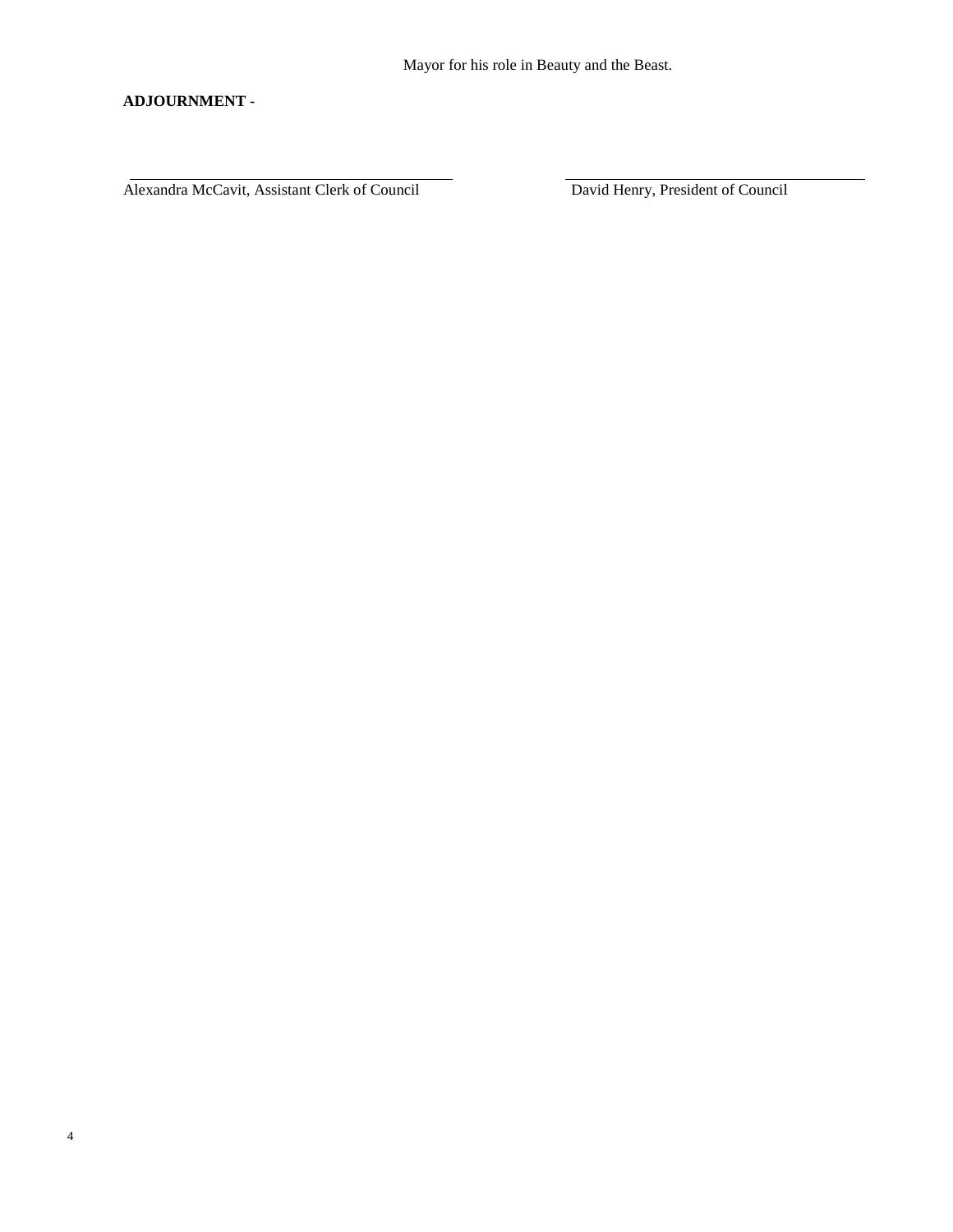Mayor for his role in Beauty and the Beast.

**ADJOURNMENT -**

\_\_\_\_\_\_\_\_\_\_\_\_\_\_\_\_\_\_\_\_\_\_\_\_\_\_\_\_\_\_\_\_\_\_\_\_
Alexandra McCavit, Assistant Clerk of Council

\_\_\_\_\_\_\_\_\_\_\_\_\_\_\_\_\_\_\_\_\_\_\_\_\_\_\_\_\_\_\_\_\_\_\_\_
David Henry, President of Council